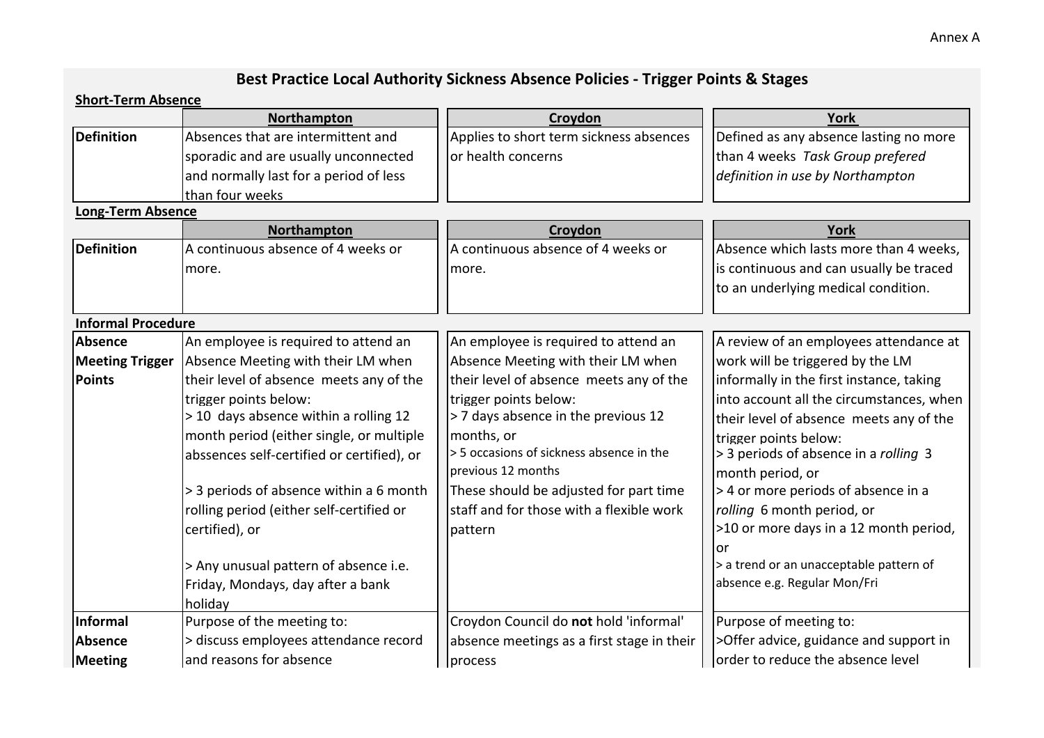Annex A

# Best Practice Local Authority Sickness Absence Policies - Trigger Points & Stages

**Short-Term Absence**

| | Northampton | Croydon | York |
|---|---|---|---|
| **Definition** | Absences that are intermittent and sporadic and are usually unconnected and normally last for a period of less than four weeks | Applies to short term sickness absences or health concerns | Defined as any absence lasting no more than 4 weeks *Task Group prefered definition in use by Northampton* |

**Long-Term Absence**

| | Northampton | Croydon | York |
|---|---|---|---|
| **Definition** | A continuous absence of 4 weeks or more. | A continuous absence of 4 weeks or more. | Absence which lasts more than 4 weeks, is continuous and can usually be traced to an underlying medical condition. |

**Informal Procedure**

| | Northampton | Croydon | York |
|---|---|---|---|
| **Absence Meeting Trigger Points** | An employee is required to attend an Absence Meeting with their LM when their level of absence meets any of the trigger points below:<br>> 10 days absence within a rolling 12 month period (either single, or multiple abssences self-certified or certified), or<br><br>> 3 periods of absence within a 6 month rolling period (either self-certified or certified), or<br><br>> Any unusual pattern of absence i.e. Friday, Mondays, day after a bank holiday | An employee is required to attend an Absence Meeting with their LM when their level of absence meets any of the trigger points below:<br>> 7 days absence in the previous 12 months, or<br>> 5 occasions of sickness absence in the previous 12 months<br>These should be adjusted for part time staff and for those with a flexible work pattern | A review of an employees attendance at work will be triggered by the LM informally in the first instance, taking into account all the circumstances, when their level of absence meets any of the trigger points below:<br>> 3 periods of absence in a *rolling* 3 month period, or<br>> 4 or more periods of absence in a *rolling* 6 month period, or<br>>10 or more days in a 12 month period, or<br>> a trend or an unacceptable pattern of absence e.g. Regular Mon/Fri |
| **Informal Absence Meeting** | Purpose of the meeting to:<br>> discuss employees attendance record and reasons for absence | Croydon Council do **not** hold 'informal' absence meetings as a first stage in their process | Purpose of meeting to:<br>>Offer advice, guidance and support in order to reduce the absence level |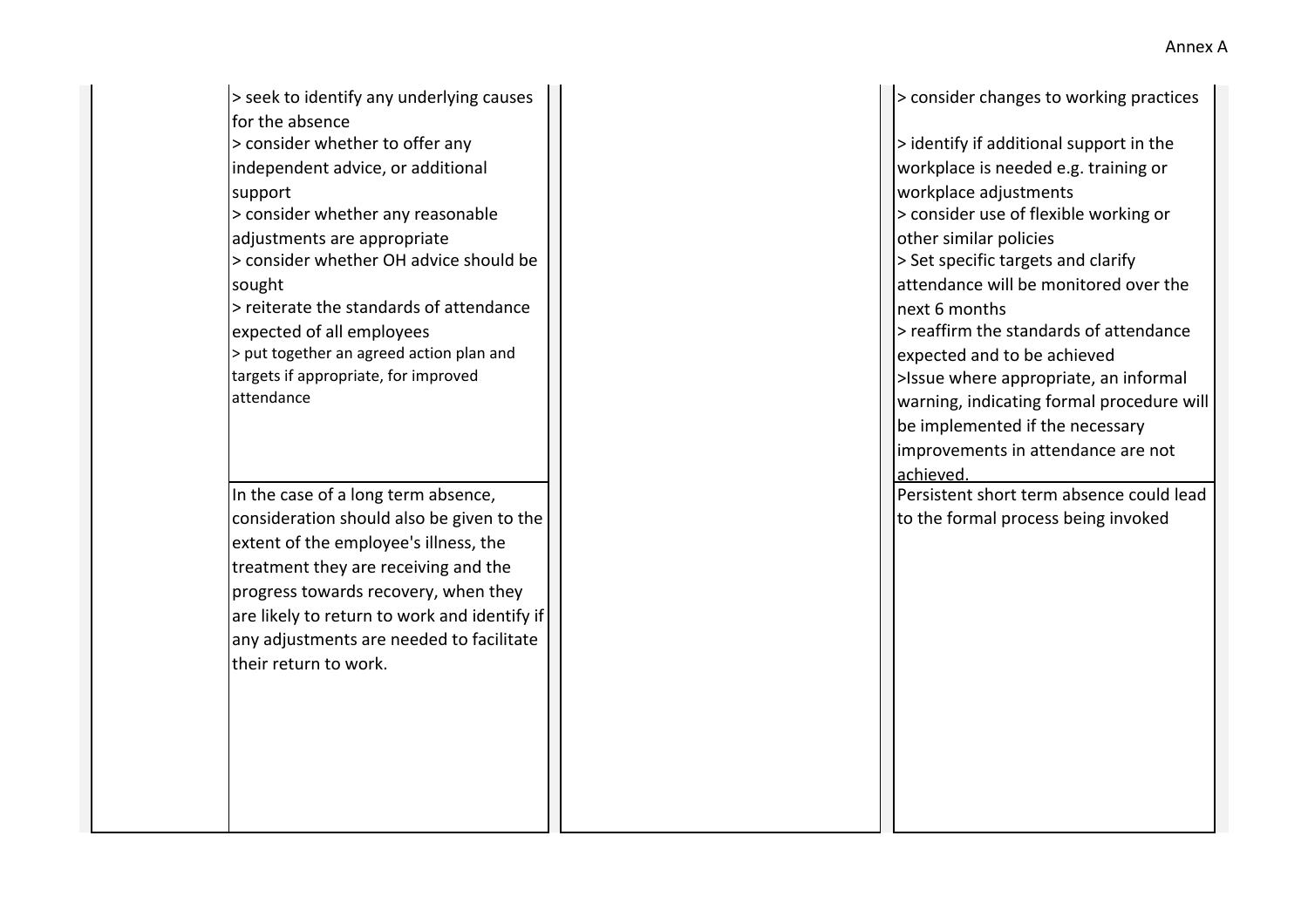| | | | |
|---|---|---|---|
| | > seek to identify any underlying causes for the absence<br>> consider whether to offer any independent advice, or additional support<br>> consider whether any reasonable adjustments are appropriate<br>> consider whether OH advice should be sought<br>> reiterate the standards of attendance expected of all employees<br>> put together an agreed action plan and targets if appropriate, for improved attendance | | > consider changes to working practices<br><br>> identify if additional support in the workplace is needed e.g. training or workplace adjustments<br>> consider use of flexible working or other similar policies<br>> Set specific targets and clarify attendance will be monitored over the next 6 months<br>> reaffirm the standards of attendance expected and to be achieved<br>>Issue where appropriate, an informal warning, indicating formal procedure will be implemented if the necessary improvements in attendance are not achieved. |
| | In the case of a long term absence, consideration should also be given to the extent of the employee's illness, the treatment they are receiving and the progress towards recovery, when they are likely to return to work and identify if any adjustments are needed to facilitate their return to work. | | Persistent short term absence could lead to the formal process being invoked |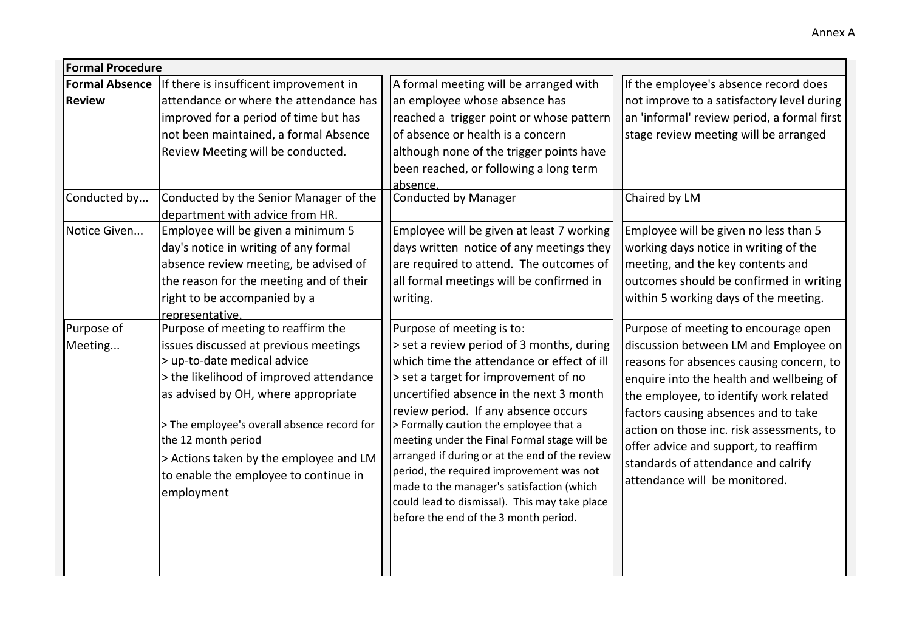Annex A

| Formal Procedure | | | |
|---|---|---|---|
| **Formal Absence Review** | If there is insufficent improvement in attendance or where the attendance has improved for a period of time but has not been maintained, a formal Absence Review Meeting will be conducted. | A formal meeting will be arranged with an employee whose absence has reached a trigger point or whose pattern of absence or health is a concern although none of the trigger points have been reached, or following a long term absence. | If the employee's absence record does not improve to a satisfactory level during an 'informal' review period, a formal first stage review meeting will be arranged |
| Conducted by... | Conducted by the Senior Manager of the department with advice from HR. | Conducted by Manager | Chaired by LM |
| Notice Given... | Employee will be given a minimum 5 day's notice in writing of any formal absence review meeting, be advised of the reason for the meeting and of their right to be accompanied by a representative. | Employee will be given at least 7 working days written notice of any meetings they are required to attend. The outcomes of all formal meetings will be confirmed in writing. | Employee will be given no less than 5 working days notice in writing of the meeting, and the key contents and outcomes should be confirmed in writing within 5 working days of the meeting. |
| Purpose of Meeting... | Purpose of meeting to reaffirm the issues discussed at previous meetings<br>> up-to-date medical advice<br>> the likelihood of improved attendance as advised by OH, where appropriate<br>> The employee's overall absence record for the 12 month period<br>> Actions taken by the employee and LM to enable the employee to continue in employment | Purpose of meeting is to:<br>> set a review period of 3 months, during which time the attendance or effect of ill<br>> set a target for improvement of no uncertified absence in the next 3 month review period. If any absence occurs<br>> Formally caution the employee that a meeting under the Final Formal stage will be arranged if during or at the end of the review period, the required improvement was not made to the manager's satisfaction (which could lead to dismissal). This may take place before the end of the 3 month period. | Purpose of meeting to encourage open discussion between LM and Employee on reasons for absences causing concern, to enquire into the health and wellbeing of the employee, to identify work related factors causing absences and to take action on those inc. risk assessments, to offer advice and support, to reaffirm standards of attendance and calrify attendance will be monitored. |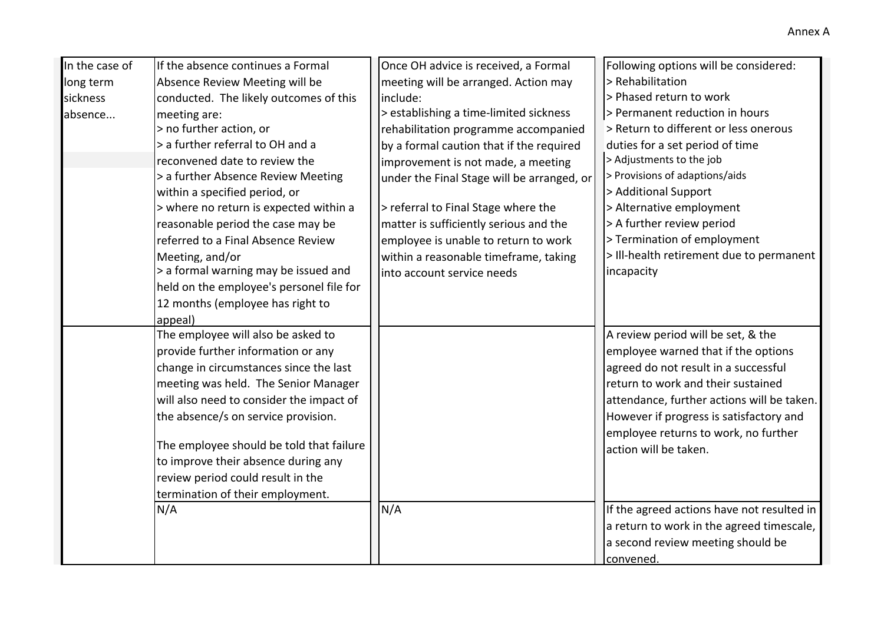| | | | |
|---|---|---|---|
| In the case of long term sickness absence... | If the absence continues a Formal Absence Review Meeting will be conducted. The likely outcomes of this meeting are:<br>> no further action, or<br>> a further referral to OH and a reconvened date to review the<br>> a further Absence Review Meeting within a specified period, or<br>> where no return is expected within a reasonable period the case may be referred to a Final Absence Review Meeting, and/or<br>> a formal warning may be issued and held on the employee's personel file for 12 months (employee has right to appeal) | Once OH advice is received, a Formal meeting will be arranged. Action may include:<br>> establishing a time-limited sickness rehabilitation programme accompanied by a formal caution that if the required improvement is not made, a meeting under the Final Stage will be arranged, or<br><br>> referral to Final Stage where the matter is sufficiently serious and the employee is unable to return to work within a reasonable timeframe, taking into account service needs | Following options will be considered:<br>> Rehabilitation<br>> Phased return to work<br>> Permanent reduction in hours<br>> Return to different or less onerous duties for a set period of time<br>> Adjustments to the job<br>> Provisions of adaptions/aids<br>> Additional Support<br>> Alternative employment<br>> A further review period<br>> Termination of employment<br>> Ill-health retirement due to permanent incapacity |
| | The employee will also be asked to provide further information or any change in circumstances since the last meeting was held. The Senior Manager will also need to consider the impact of the absence/s on service provision.<br><br>The employee should be told that failure to improve their absence during any review period could result in the termination of their employment. | | A review period will be set, & the employee warned that if the options agreed do not result in a successful return to work and their sustained attendance, further actions will be taken. However if progress is satisfactory and employee returns to work, no further action will be taken. |
| | N/A | N/A | If the agreed actions have not resulted in a return to work in the agreed timescale, a second review meeting should be convened. |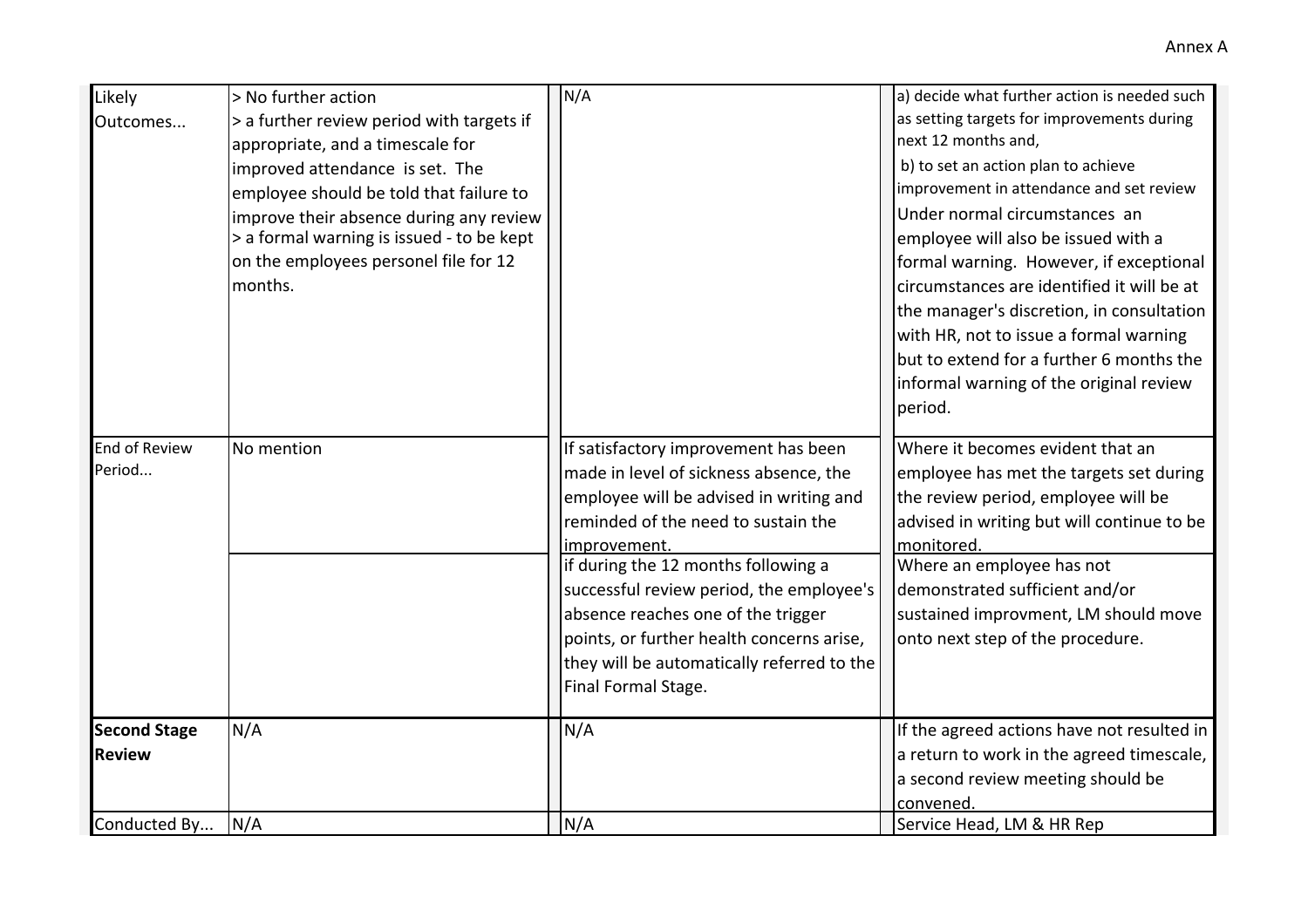| | | | |
|---|---|---|---|
| Likely Outcomes... | > No further action<br>> a further review period with targets if appropriate, and a timescale for improved attendance is set. The employee should be told that failure to improve their absence during any review<br>> a formal warning is issued - to be kept on the employees personel file for 12 months. | N/A | a) decide what further action is needed such as setting targets for improvements during next 12 months and,<br>b) to set an action plan to achieve improvement in attendance and set review<br>Under normal circumstances an employee will also be issued with a formal warning. However, if exceptional circumstances are identified it will be at the manager's discretion, in consultation with HR, not to issue a formal warning but to extend for a further 6 months the informal warning of the original review period. |
| End of Review Period... | No mention | If satisfactory improvement has been made in level of sickness absence, the employee will be advised in writing and reminded of the need to sustain the improvement. | Where it becomes evident that an employee has met the targets set during the review period, employee will be advised in writing but will continue to be monitored. |
| | | if during the 12 months following a successful review period, the employee's absence reaches one of the trigger points, or further health concerns arise, they will be automatically referred to the Final Formal Stage. | Where an employee has not demonstrated sufficient and/or sustained improvment, LM should move onto next step of the procedure. |
| **Second Stage Review** | N/A | N/A | If the agreed actions have not resulted in a return to work in the agreed timescale, a second review meeting should be convened. |
| Conducted By... | N/A | N/A | Service Head, LM & HR Rep |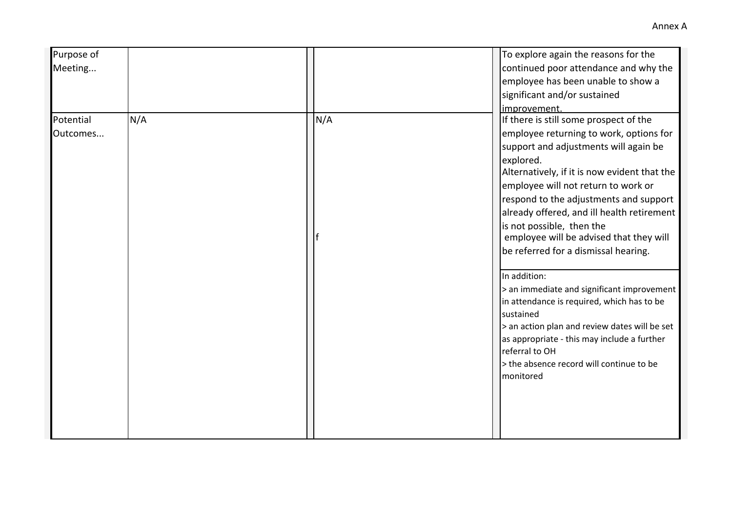| | | | |
|---|---|---|---|
| Purpose of Meeting... | | | To explore again the reasons for the continued poor attendance and why the employee has been unable to show a significant and/or sustained improvement. |
| Potential Outcomes... | N/A | N/A<br><br>f | If there is still some prospect of the employee returning to work, options for support and adjustments will again be explored.<br>Alternatively, if it is now evident that the employee will not return to work or respond to the adjustments and support already offered, and ill health retirement is not possible, then the employee will be advised that they will be referred for a dismissal hearing. |
| | | | In addition:<br>> an immediate and significant improvement in attendance is required, which has to be sustained<br>> an action plan and review dates will be set as appropriate - this may include a further referral to OH<br>> the absence record will continue to be monitored |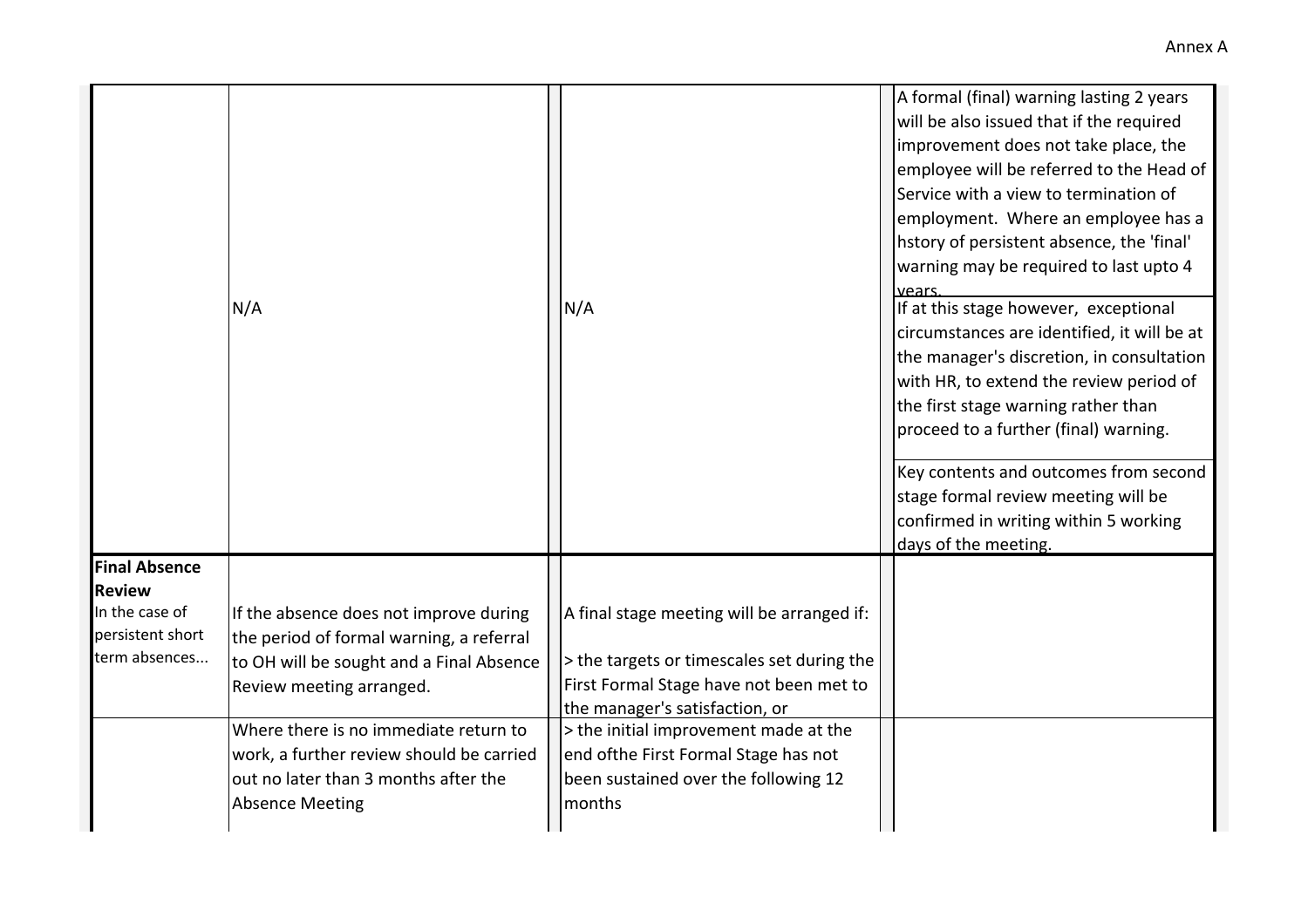Annex A

| | | | |
|---|---|---|---|
| | N/A | N/A | A formal (final) warning lasting 2 years will be also issued that if the required improvement does not take place, the employee will be referred to the Head of Service with a view to termination of employment. Where an employee has a hstory of persistent absence, the 'final' warning may be required to last upto 4 years. |
| | | | If at this stage however, exceptional circumstances are identified, it will be at the manager's discretion, in consultation with HR, to extend the review period of the first stage warning rather than proceed to a further (final) warning. |
| | | | Key contents and outcomes from second stage formal review meeting will be confirmed in writing within 5 working days of the meeting. |
| **Final Absence Review** In the case of persistent short term absences... | If the absence does not improve during the period of formal warning, a referral to OH will be sought and a Final Absence Review meeting arranged. | A final stage meeting will be arranged if: > the targets or timescales set during the First Formal Stage have not been met to the manager's satisfaction, or | |
| | Where there is no immediate return to work, a further review should be carried out no later than 3 months after the Absence Meeting | > the initial improvement made at the end ofthe First Formal Stage has not been sustained over the following 12 months | |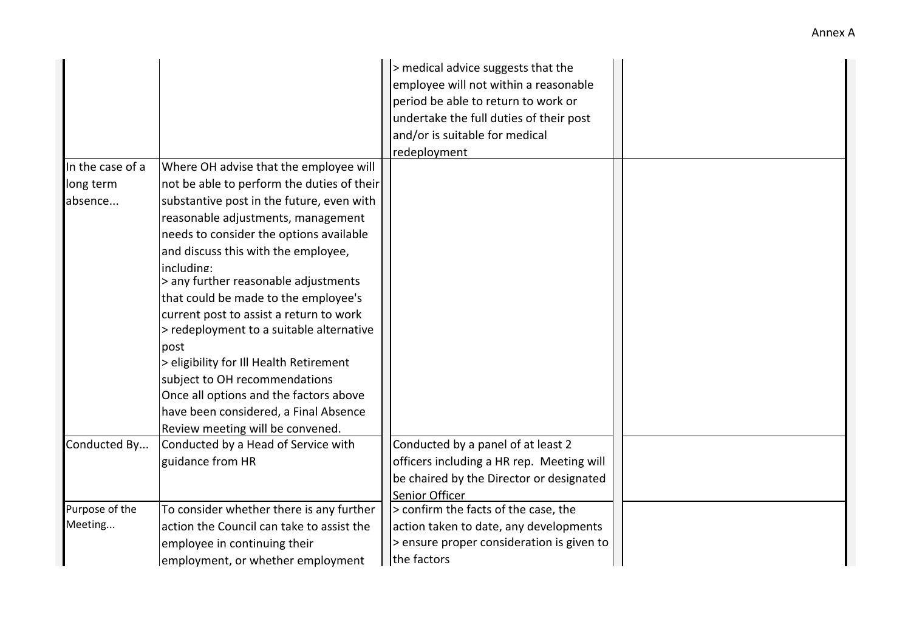Annex A

| | | | |
|---|---|---|---|
| | | > medical advice suggests that the employee will not within a reasonable period be able to return to work or undertake the full duties of their post and/or is suitable for medical redeployment | |
| In the case of a long term absence... | Where OH advise that the employee will not be able to perform the duties of their substantive post in the future, even with reasonable adjustments, management needs to consider the options available and discuss this with the employee, including:<br>> any further reasonable adjustments that could be made to the employee's current post to assist a return to work<br>> redeployment to a suitable alternative post<br>> eligibility for Ill Health Retirement subject to OH recommendations<br>Once all options and the factors above have been considered, a Final Absence Review meeting will be convened. | | |
| Conducted By... | Conducted by a Head of Service with guidance from HR | Conducted by a panel of at least 2 officers including a HR rep. Meeting will be chaired by the Director or designated Senior Officer | |
| Purpose of the Meeting... | To consider whether there is any further action the Council can take to assist the employee in continuing their employment, or whether employment | > confirm the facts of the case, the action taken to date, any developments<br>> ensure proper consideration is given to the factors | |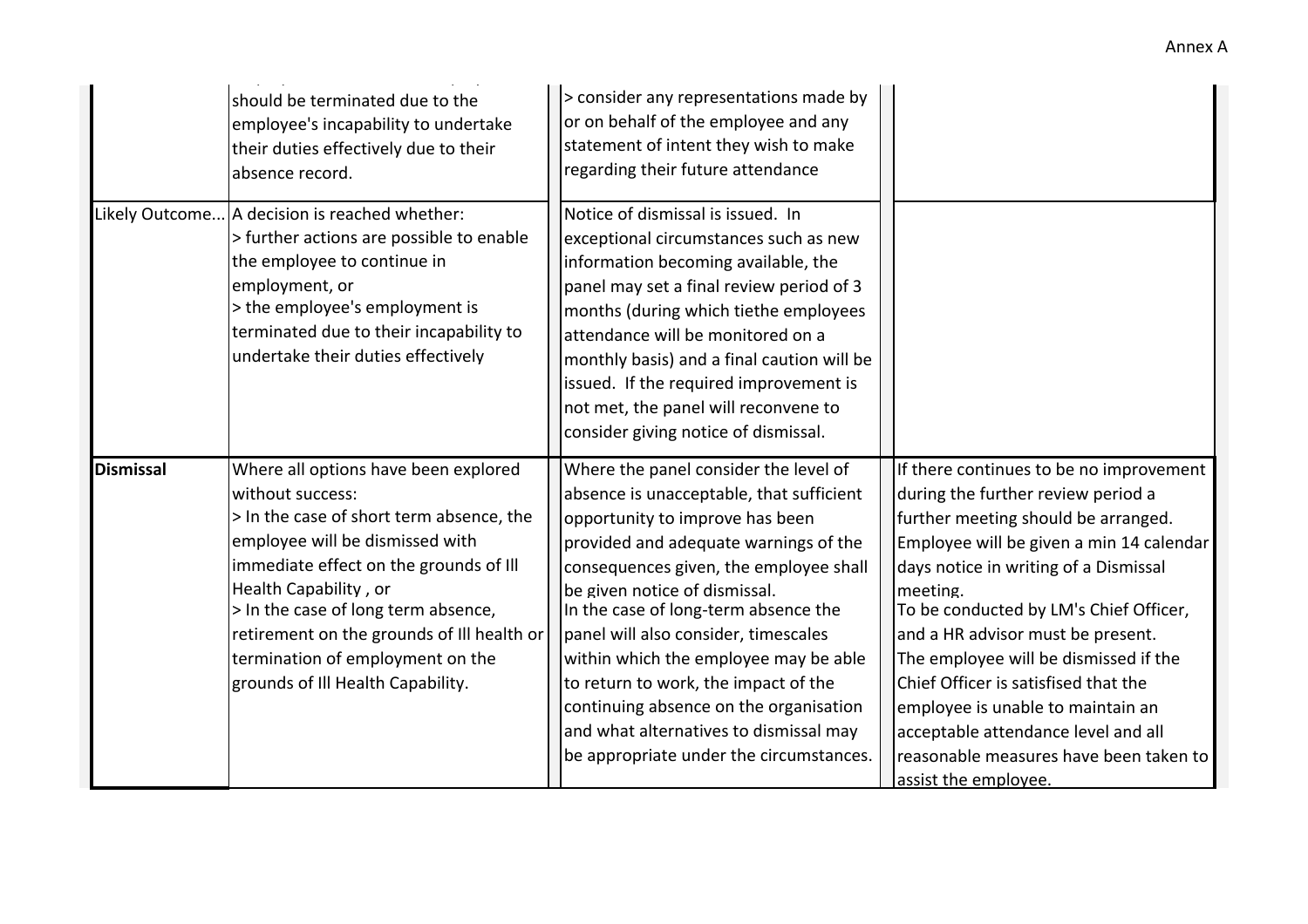| | | | |
|---|---|---|---|
| | should be terminated due to the employee's incapability to undertake their duties effectively due to their absence record. | > consider any representations made by or on behalf of the employee and any statement of intent they wish to make regarding their future attendance | |
| Likely Outcome... | A decision is reached whether:<br>> further actions are possible to enable the employee to continue in employment, or<br>> the employee's employment is terminated due to their incapability to undertake their duties effectively | Notice of dismissal is issued. In exceptional circumstances such as new information becoming available, the panel may set a final review period of 3 months (during which tiethe employees attendance will be monitored on a monthly basis) and a final caution will be issued. If the required improvement is not met, the panel will reconvene to consider giving notice of dismissal. | |
| **Dismissal** | Where all options have been explored without success:<br>> In the case of short term absence, the employee will be dismissed with immediate effect on the grounds of Ill Health Capability , or<br>> In the case of long term absence, retirement on the grounds of Ill health or termination of employment on the grounds of Ill Health Capability. | Where the panel consider the level of absence is unacceptable, that sufficient opportunity to improve has been provided and adequate warnings of the consequences given, the employee shall be given notice of dismissal.<br>In the case of long-term absence the panel will also consider, timescales within which the employee may be able to return to work, the impact of the continuing absence on the organisation and what alternatives to dismissal may be appropriate under the circumstances. | If there continues to be no improvement during the further review period a further meeting should be arranged. Employee will be given a min 14 calendar days notice in writing of a Dismissal meeting.<br>To be conducted by LM's Chief Officer, and a HR advisor must be present.<br>The employee will be dismissed if the Chief Officer is satisfised that the employee is unable to maintain an acceptable attendance level and all reasonable measures have been taken to assist the employee. |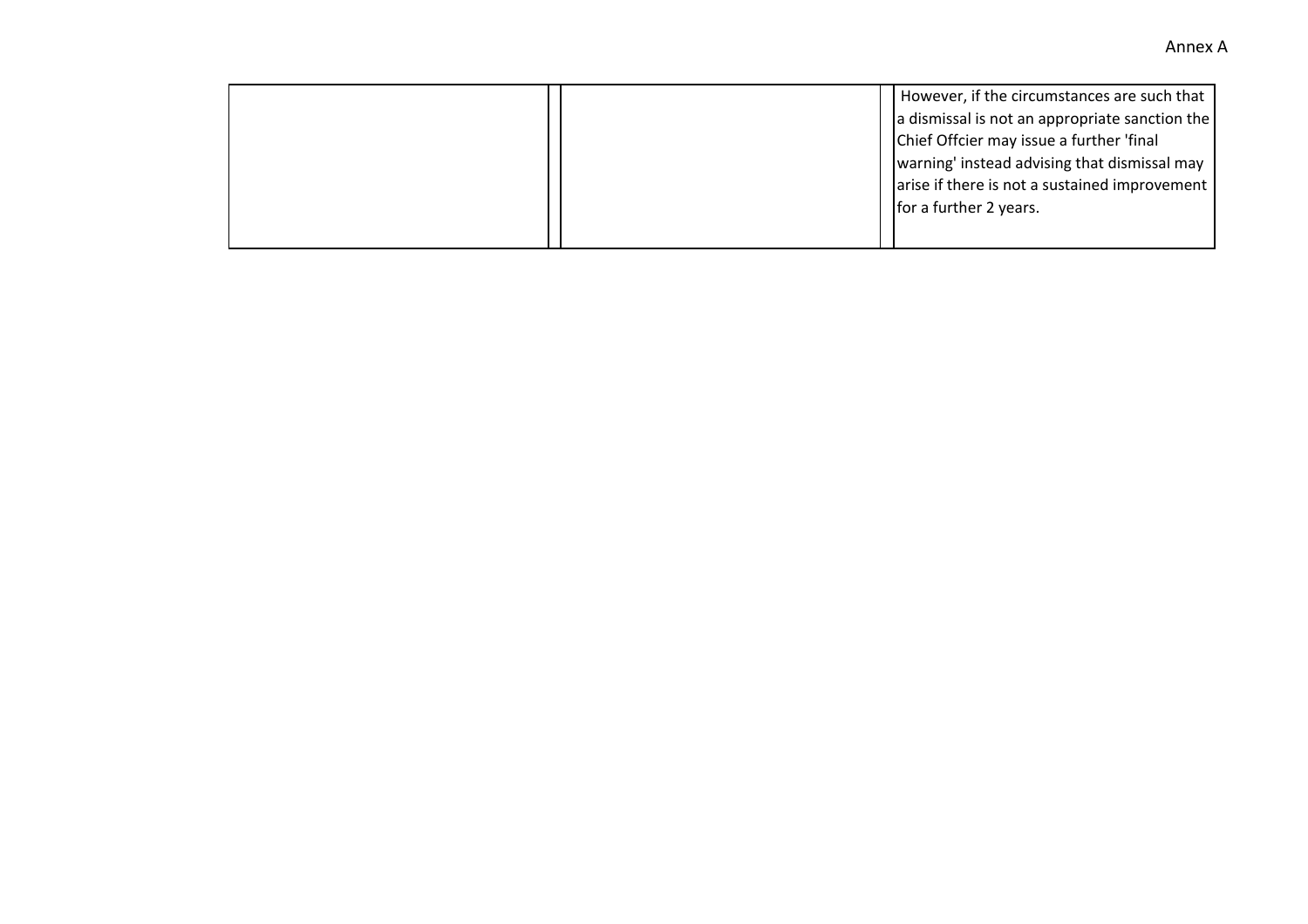| | | | | |
|---|---|---|---|---|
| | | | | However, if the circumstances are such that a dismissal is not an appropriate sanction the Chief Offcier may issue a further 'final warning' instead advising that dismissal may arise if there is not a sustained improvement for a further 2 years. |